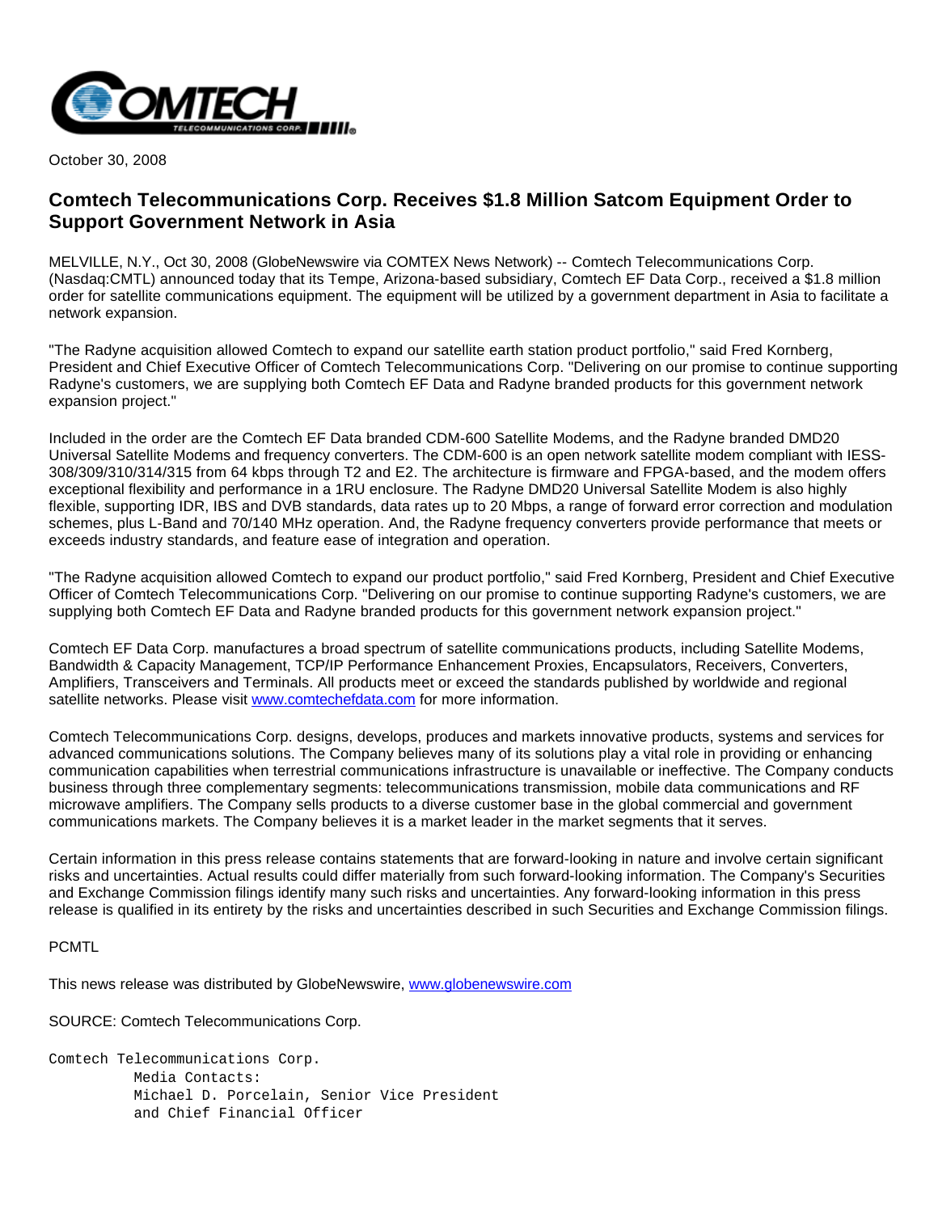October 30, 2008

## Comtech Telecommunications Corp. Receives $1.8 Million Satcom Equipment Order to Support Government Network in Asia

MELVILLE, N.Y., Oct 30, 2008 (GlobeNewswire via COMTEX News Network) -- Comtech Telecommunications Corp. (Nasdaq:CMTL) announced today that its Tempe, Arizona-based subsidiary, Comtech EF Data Corp., received a $1.8 million order for satellite communications equipment. The equipment will be utilized by a government department in Asia to facilitate a network expansion.

"The Radyne acquisition allowed Comtech to expand our satellite earth station product portfolio," said Fred Kornberg, President and Chief Executive Officer of Comtech Telecommunications Corp. "Delivering on our promise to continue supporting Radyne's customers, we are supplying both Comtech EF Data and Radyne branded products for this government network expansion project."

Included in the order are the Comtech EF Data branded CDM-600 Satellite Modems, and the Radyne branded DMD20 Universal Satellite Modems and frequency converters. The CDM-600 is an open network satellite modem compliant with IESS-308/309/310/314/315 from 64 kbps through T2 and E2. The architecture is firmware and FPGA-based, and the modem offers exceptional flexibility and performance in a 1RU enclosure. The Radyne DMD20 Universal Satellite Modem is also highly flexible, supporting IDR, IBS and DVB standards, data rates up to 20 Mbps, a range of forward error correction and modulation schemes, plus L-Band and 70/140 MHz operation. And, the Radyne frequency converters provide performance that meets or exceeds industry standards, and feature ease of integration and operation.

"The Radyne acquisition allowed Comtech to expand our product portfolio," said Fred Kornberg, President and Chief Executive Officer of Comtech Telecommunications Corp. "Delivering on our promise to continue supporting Radyne's customers, we are supplying both Comtech EF Data and Radyne branded products for this government network expansion project."

Comtech EF Data Corp. manufactures a broad spectrum of satellite communications products, including Satellite Modems, Bandwidth & Capacity Management, TCP/IP Performance Enhancement Proxies, Encapsulators, Receivers, Converters, Amplifiers, Transceivers and Terminals. All products meet or exceed the standards published by worldwide and regional satellite networks. Please visit www.comtechefdata.com for more information.

Comtech Telecommunications Corp. designs, develops, produces and markets innovative products, systems and services for advanced communications solutions. The Company believes many of its solutions play a vital role in providing or enhancing communication capabilities when terrestrial communications infrastructure is unavailable or ineffective. The Company conducts business through three complementary segments: telecommunications transmission, mobile data communications and RF microwave amplifiers. The Company sells products to a diverse customer base in the global commercial and government communications markets. The Company believes it is a market leader in the market segments that it serves.

Certain information in this press release contains statements that are forward-looking in nature and involve certain significant risks and uncertainties. Actual results could differ materially from such forward-looking information. The Company's Securities and Exchange Commission filings identify many such risks and uncertainties. Any forward-looking information in this press release is qualified in its entirety by the risks and uncertainties described in such Securities and Exchange Commission filings.

PCMTL

This news release was distributed by GlobeNewswire, www.globenewswire.com

SOURCE: Comtech Telecommunications Corp.

```
Comtech Telecommunications Corp.
          Media Contacts:
          Michael D. Porcelain, Senior Vice President
          and Chief Financial Officer
```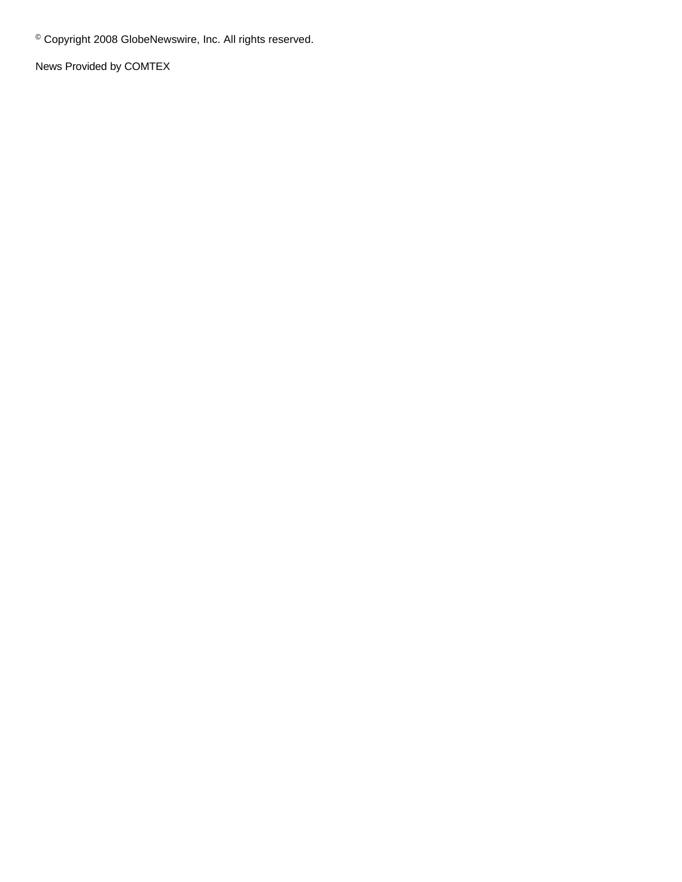© Copyright 2008 GlobeNewswire, Inc. All rights reserved.

News Provided by COMTEX